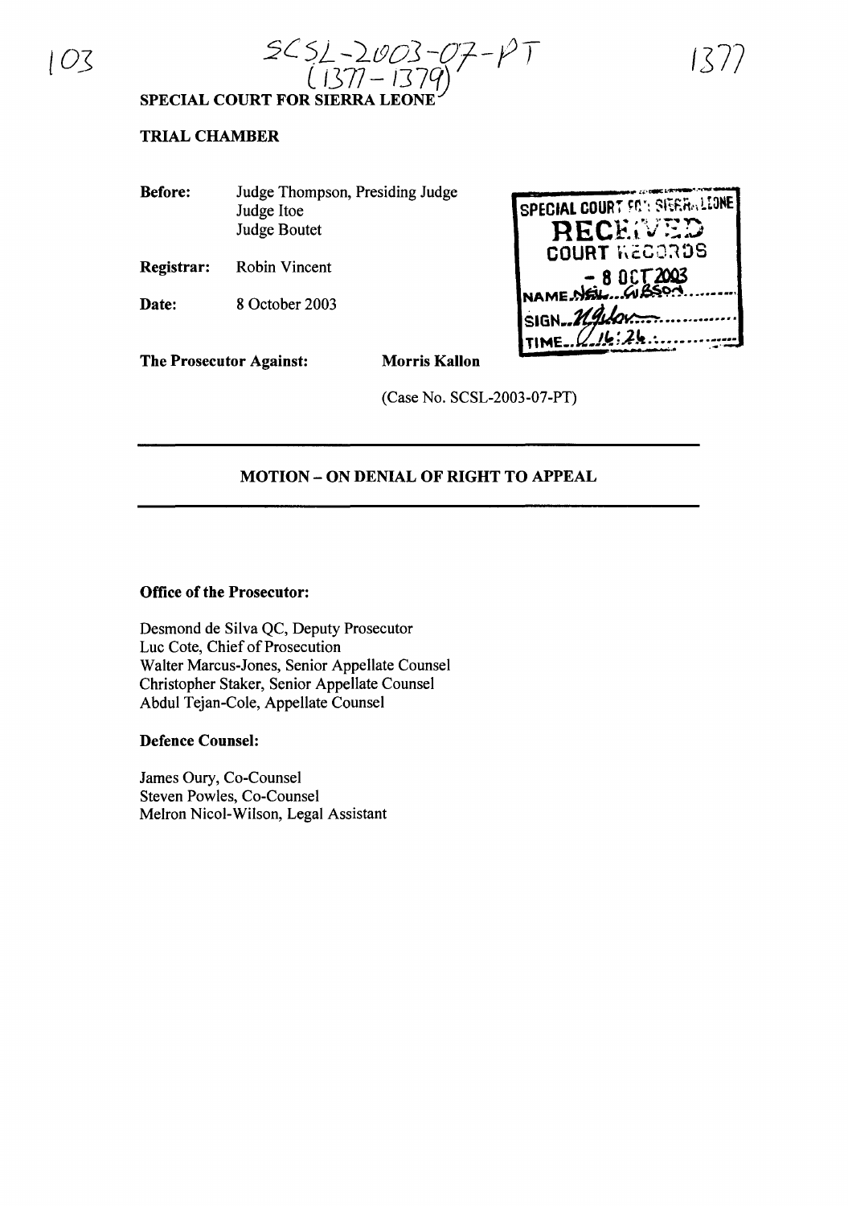SCSL-2003-07-PT
(1377 – 1379)

**SPECIAL COURT FOR SIERRA LEONE**

**TRIAL CHAMBER**

| | |
|---|---|
| **Before:** | Judge Thompson, Presiding Judge<br>Judge Itoe<br>Judge Boutet |
| **Registrar:** | Robin Vincent |
| **Date:** | 8 October 2003 |

SPECIAL COURT FOR SIERRA LEONE
RECEIVED
COURT RECORDS
8 OCT 2003
NAME: NEIL GIBSON
SIGN: 
TIME: 16:26

**The Prosecutor Against:** **Morris Kallon**

(Case No. SCSL-2003-07-PT)

---

**MOTION – ON DENIAL OF RIGHT TO APPEAL**

---

**Office of the Prosecutor:**

Desmond de Silva QC, Deputy Prosecutor
Luc Cote, Chief of Prosecution
Walter Marcus-Jones, Senior Appellate Counsel
Christopher Staker, Senior Appellate Counsel
Abdul Tejan-Cole, Appellate Counsel

**Defence Counsel:**

James Oury, Co-Counsel
Steven Powles, Co-Counsel
Melron Nicol-Wilson, Legal Assistant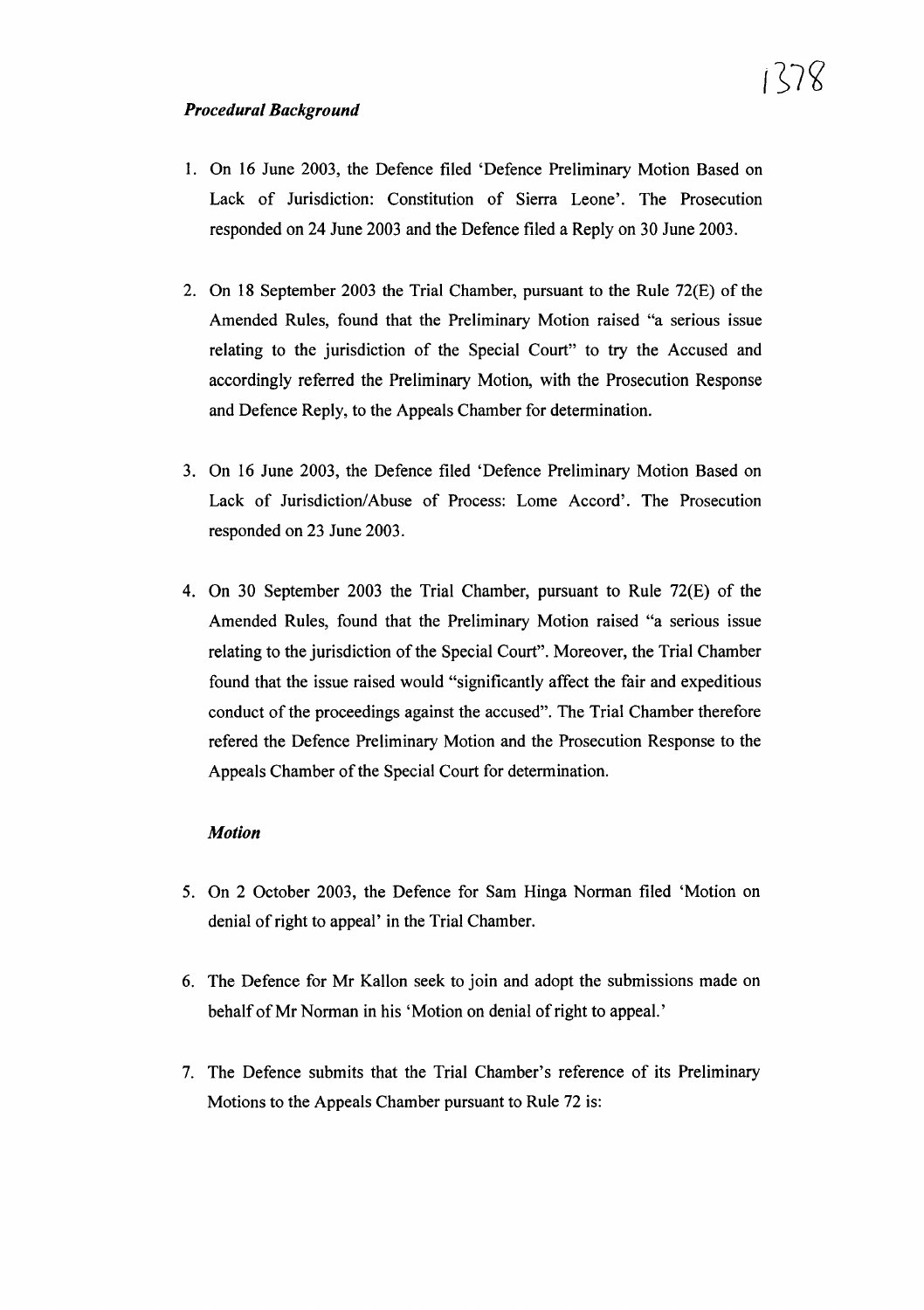## *Procedural Background*

1. On 16 June 2003, the Defence filed 'Defence Preliminary Motion Based on Lack of Jurisdiction: Constitution of Sierra Leone'. The Prosecution responded on 24 June 2003 and the Defence filed a Reply on 30 June 2003.

2. On 18 September 2003 the Trial Chamber, pursuant to the Rule 72(E) of the Amended Rules, found that the Preliminary Motion raised "a serious issue relating to the jurisdiction of the Special Court" to try the Accused and accordingly referred the Preliminary Motion, with the Prosecution Response and Defence Reply, to the Appeals Chamber for determination.

3. On 16 June 2003, the Defence filed 'Defence Preliminary Motion Based on Lack of Jurisdiction/Abuse of Process: Lome Accord'. The Prosecution responded on 23 June 2003.

4. On 30 September 2003 the Trial Chamber, pursuant to Rule 72(E) of the Amended Rules, found that the Preliminary Motion raised "a serious issue relating to the jurisdiction of the Special Court". Moreover, the Trial Chamber found that the issue raised would "significantly affect the fair and expeditious conduct of the proceedings against the accused". The Trial Chamber therefore refered the Defence Preliminary Motion and the Prosecution Response to the Appeals Chamber of the Special Court for determination.

## *Motion*

5. On 2 October 2003, the Defence for Sam Hinga Norman filed 'Motion on denial of right to appeal' in the Trial Chamber.

6. The Defence for Mr Kallon seek to join and adopt the submissions made on behalf of Mr Norman in his 'Motion on denial of right to appeal.'

7. The Defence submits that the Trial Chamber's reference of its Preliminary Motions to the Appeals Chamber pursuant to Rule 72 is: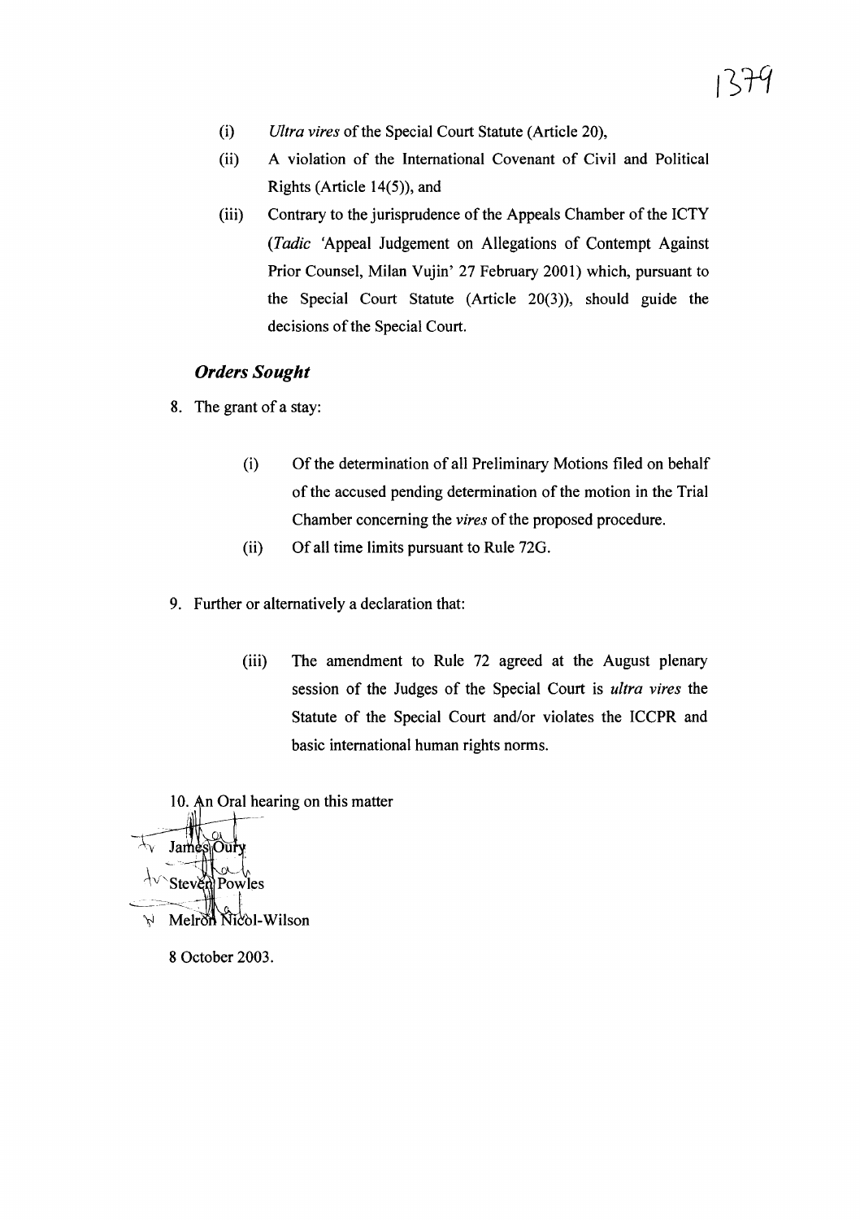(i) *Ultra vires* of the Special Court Statute (Article 20),

(ii) A violation of the International Covenant of Civil and Political Rights (Article 14(5)), and

(iii) Contrary to the jurisprudence of the Appeals Chamber of the ICTY (*Tadic* 'Appeal Judgement on Allegations of Contempt Against Prior Counsel, Milan Vujin' 27 February 2001) which, pursuant to the Special Court Statute (Article 20(3)), should guide the decisions of the Special Court.

## *Orders Sought*

8. The grant of a stay:

   (i) Of the determination of all Preliminary Motions filed on behalf of the accused pending determination of the motion in the Trial Chamber concerning the *vires* of the proposed procedure.

   (ii) Of all time limits pursuant to Rule 72G.

9. Further or alternatively a declaration that:

   (iii) The amendment to Rule 72 agreed at the August plenary session of the Judges of the Special Court is *ultra vires* the Statute of the Special Court and/or violates the ICCPR and basic international human rights norms.

10. An Oral hearing on this matter

James Oury

Steven Powles

Melron Nicol-Wilson

8 October 2003.